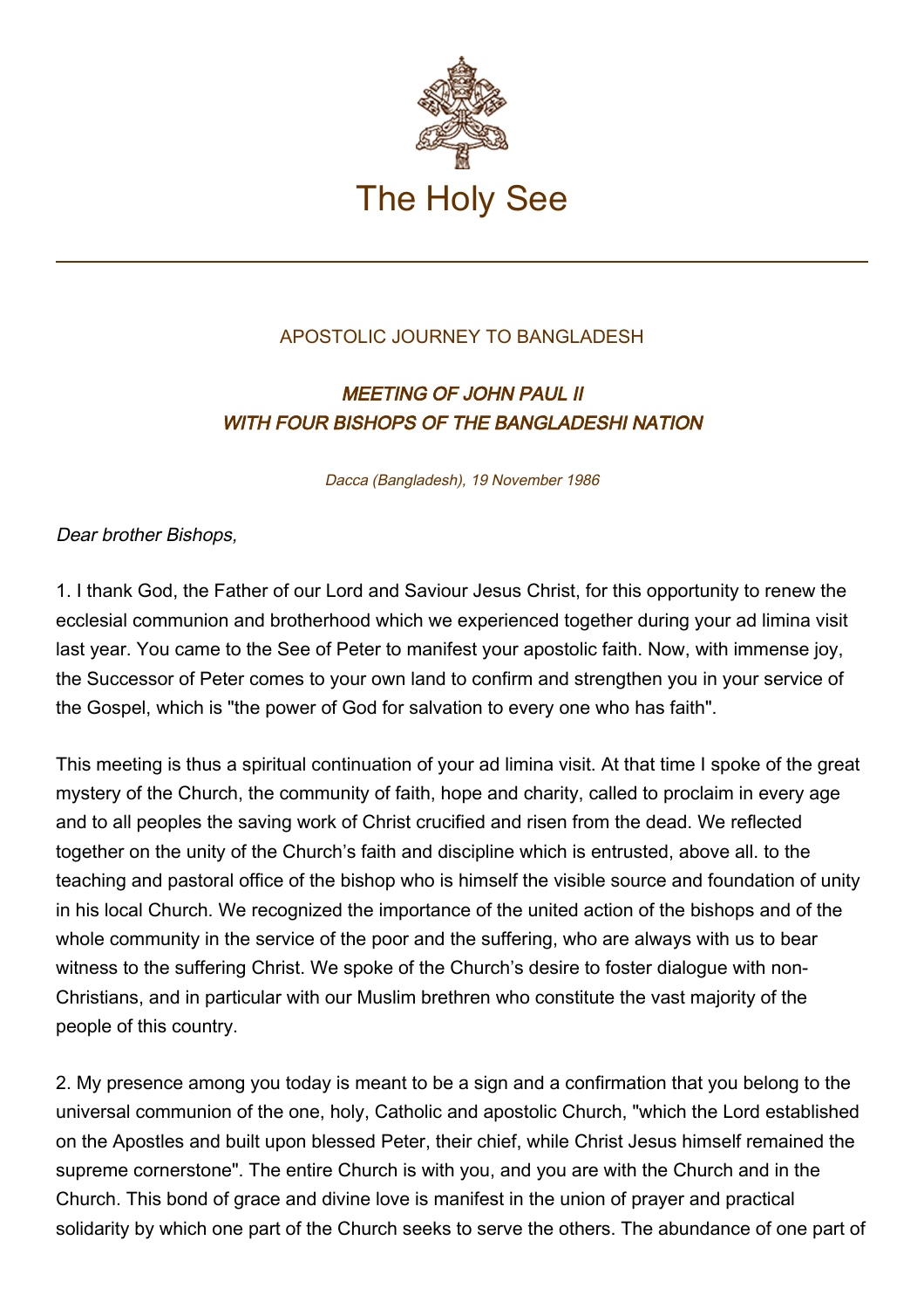# The Holy See

## APOSTOLIC JOURNEY TO BANGLADESH

### *MEETING OF JOHN PAUL II WITH FOUR BISHOPS OF THE BANGLADESHI NATION*

*Dacca (Bangladesh), 19 November 1986*

*Dear brother Bishops,*

1. I thank God, the Father of our Lord and Saviour Jesus Christ, for this opportunity to renew the ecclesial communion and brotherhood which we experienced together during your ad limina visit last year. You came to the See of Peter to manifest your apostolic faith. Now, with immense joy, the Successor of Peter comes to your own land to confirm and strengthen you in your service of the Gospel, which is "the power of God for salvation to every one who has faith".

This meeting is thus a spiritual continuation of your ad limina visit. At that time I spoke of the great mystery of the Church, the community of faith, hope and charity, called to proclaim in every age and to all peoples the saving work of Christ crucified and risen from the dead. We reflected together on the unity of the Church's faith and discipline which is entrusted, above all. to the teaching and pastoral office of the bishop who is himself the visible source and foundation of unity in his local Church. We recognized the importance of the united action of the bishops and of the whole community in the service of the poor and the suffering, who are always with us to bear witness to the suffering Christ. We spoke of the Church's desire to foster dialogue with non-Christians, and in particular with our Muslim brethren who constitute the vast majority of the people of this country.

2. My presence among you today is meant to be a sign and a confirmation that you belong to the universal communion of the one, holy, Catholic and apostolic Church, "which the Lord established on the Apostles and built upon blessed Peter, their chief, while Christ Jesus himself remained the supreme cornerstone". The entire Church is with you, and you are with the Church and in the Church. This bond of grace and divine love is manifest in the union of prayer and practical solidarity by which one part of the Church seeks to serve the others. The abundance of one part of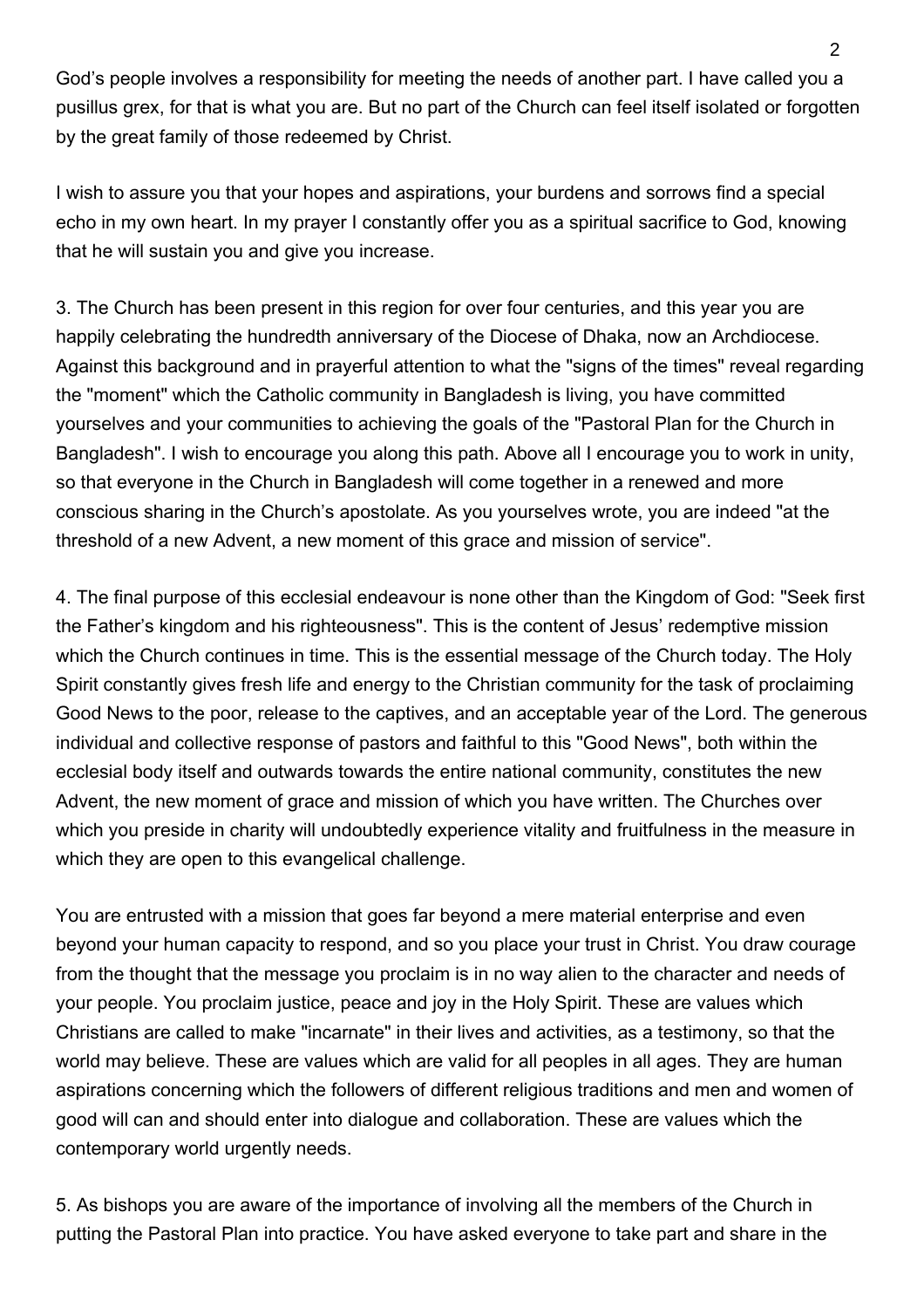God’s people involves a responsibility for meeting the needs of another part. I have called you a pusillus grex, for that is what you are. But no part of the Church can feel itself isolated or forgotten by the great family of those redeemed by Christ.

I wish to assure you that your hopes and aspirations, your burdens and sorrows find a special echo in my own heart. In my prayer I constantly offer you as a spiritual sacrifice to God, knowing that he will sustain you and give you increase.

3. The Church has been present in this region for over four centuries, and this year you are happily celebrating the hundredth anniversary of the Diocese of Dhaka, now an Archdiocese. Against this background and in prayerful attention to what the "signs of the times" reveal regarding the "moment" which the Catholic community in Bangladesh is living, you have committed yourselves and your communities to achieving the goals of the "Pastoral Plan for the Church in Bangladesh". I wish to encourage you along this path. Above all I encourage you to work in unity, so that everyone in the Church in Bangladesh will come together in a renewed and more conscious sharing in the Church’s apostolate. As you yourselves wrote, you are indeed "at the threshold of a new Advent, a new moment of this grace and mission of service".

4. The final purpose of this ecclesial endeavour is none other than the Kingdom of God: "Seek first the Father’s kingdom and his righteousness". This is the content of Jesus’ redemptive mission which the Church continues in time. This is the essential message of the Church today. The Holy Spirit constantly gives fresh life and energy to the Christian community for the task of proclaiming Good News to the poor, release to the captives, and an acceptable year of the Lord. The generous individual and collective response of pastors and faithful to this "Good News", both within the ecclesial body itself and outwards towards the entire national community, constitutes the new Advent, the new moment of grace and mission of which you have written. The Churches over which you preside in charity will undoubtedly experience vitality and fruitfulness in the measure in which they are open to this evangelical challenge.

You are entrusted with a mission that goes far beyond a mere material enterprise and even beyond your human capacity to respond, and so you place your trust in Christ. You draw courage from the thought that the message you proclaim is in no way alien to the character and needs of your people. You proclaim justice, peace and joy in the Holy Spirit. These are values which Christians are called to make "incarnate" in their lives and activities, as a testimony, so that the world may believe. These are values which are valid for all peoples in all ages. They are human aspirations concerning which the followers of different religious traditions and men and women of good will can and should enter into dialogue and collaboration. These are values which the contemporary world urgently needs.

5. As bishops you are aware of the importance of involving all the members of the Church in putting the Pastoral Plan into practice. You have asked everyone to take part and share in the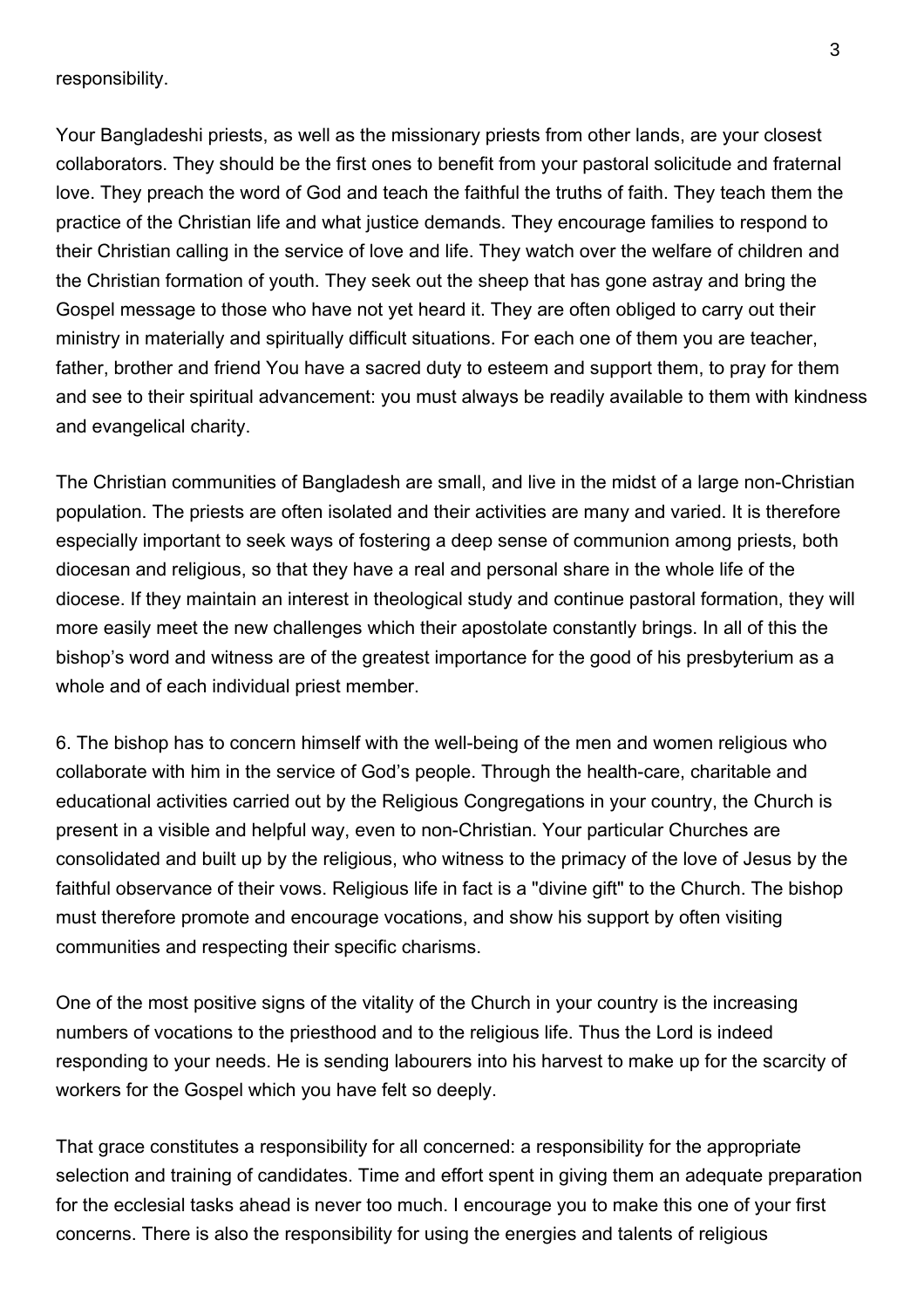responsibility.

Your Bangladeshi priests, as well as the missionary priests from other lands, are your closest collaborators. They should be the first ones to benefit from your pastoral solicitude and fraternal love. They preach the word of God and teach the faithful the truths of faith. They teach them the practice of the Christian life and what justice demands. They encourage families to respond to their Christian calling in the service of love and life. They watch over the welfare of children and the Christian formation of youth. They seek out the sheep that has gone astray and bring the Gospel message to those who have not yet heard it. They are often obliged to carry out their ministry in materially and spiritually difficult situations. For each one of them you are teacher, father, brother and friend You have a sacred duty to esteem and support them, to pray for them and see to their spiritual advancement: you must always be readily available to them with kindness and evangelical charity.

The Christian communities of Bangladesh are small, and live in the midst of a large non-Christian population. The priests are often isolated and their activities are many and varied. It is therefore especially important to seek ways of fostering a deep sense of communion among priests, both diocesan and religious, so that they have a real and personal share in the whole life of the diocese. If they maintain an interest in theological study and continue pastoral formation, they will more easily meet the new challenges which their apostolate constantly brings. In all of this the bishop's word and witness are of the greatest importance for the good of his presbyterium as a whole and of each individual priest member.

6. The bishop has to concern himself with the well-being of the men and women religious who collaborate with him in the service of God's people. Through the health-care, charitable and educational activities carried out by the Religious Congregations in your country, the Church is present in a visible and helpful way, even to non-Christian. Your particular Churches are consolidated and built up by the religious, who witness to the primacy of the love of Jesus by the faithful observance of their vows. Religious life in fact is a "divine gift" to the Church. The bishop must therefore promote and encourage vocations, and show his support by often visiting communities and respecting their specific charisms.

One of the most positive signs of the vitality of the Church in your country is the increasing numbers of vocations to the priesthood and to the religious life. Thus the Lord is indeed responding to your needs. He is sending labourers into his harvest to make up for the scarcity of workers for the Gospel which you have felt so deeply.

That grace constitutes a responsibility for all concerned: a responsibility for the appropriate selection and training of candidates. Time and effort spent in giving them an adequate preparation for the ecclesial tasks ahead is never too much. I encourage you to make this one of your first concerns. There is also the responsibility for using the energies and talents of religious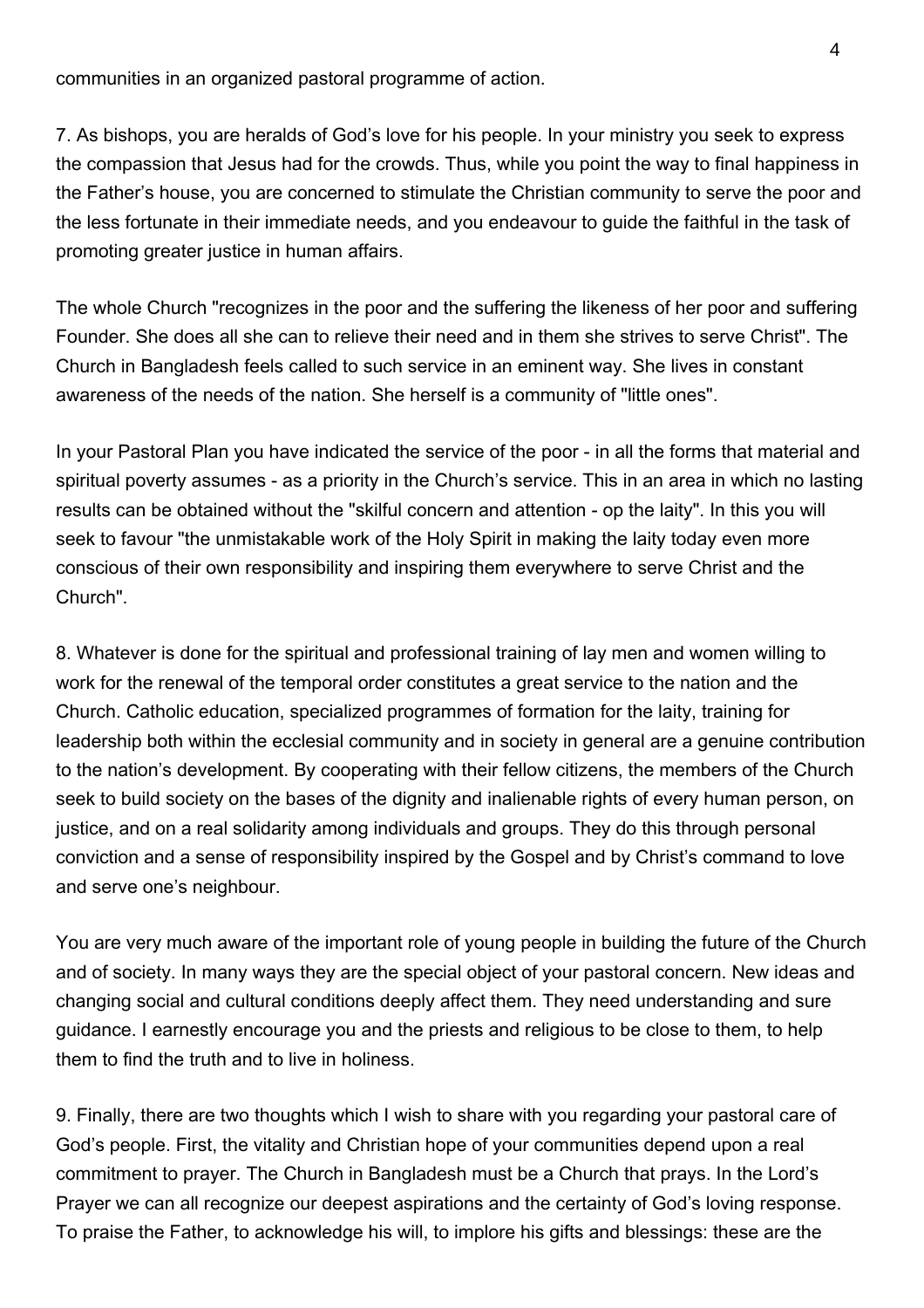communities in an organized pastoral programme of action.

7. As bishops, you are heralds of God's love for his people. In your ministry you seek to express the compassion that Jesus had for the crowds. Thus, while you point the way to final happiness in the Father's house, you are concerned to stimulate the Christian community to serve the poor and the less fortunate in their immediate needs, and you endeavour to guide the faithful in the task of promoting greater justice in human affairs.

The whole Church "recognizes in the poor and the suffering the likeness of her poor and suffering Founder. She does all she can to relieve their need and in them she strives to serve Christ". The Church in Bangladesh feels called to such service in an eminent way. She lives in constant awareness of the needs of the nation. She herself is a community of "little ones".

In your Pastoral Plan you have indicated the service of the poor - in all the forms that material and spiritual poverty assumes - as a priority in the Church's service. This in an area in which no lasting results can be obtained without the "skilful concern and attention - op the laity". In this you will seek to favour "the unmistakable work of the Holy Spirit in making the laity today even more conscious of their own responsibility and inspiring them everywhere to serve Christ and the Church".

8. Whatever is done for the spiritual and professional training of lay men and women willing to work for the renewal of the temporal order constitutes a great service to the nation and the Church. Catholic education, specialized programmes of formation for the laity, training for leadership both within the ecclesial community and in society in general are a genuine contribution to the nation's development. By cooperating with their fellow citizens, the members of the Church seek to build society on the bases of the dignity and inalienable rights of every human person, on justice, and on a real solidarity among individuals and groups. They do this through personal conviction and a sense of responsibility inspired by the Gospel and by Christ's command to love and serve one's neighbour.

You are very much aware of the important role of young people in building the future of the Church and of society. In many ways they are the special object of your pastoral concern. New ideas and changing social and cultural conditions deeply affect them. They need understanding and sure guidance. I earnestly encourage you and the priests and religious to be close to them, to help them to find the truth and to live in holiness.

9. Finally, there are two thoughts which I wish to share with you regarding your pastoral care of God's people. First, the vitality and Christian hope of your communities depend upon a real commitment to prayer. The Church in Bangladesh must be a Church that prays. In the Lord's Prayer we can all recognize our deepest aspirations and the certainty of God's loving response. To praise the Father, to acknowledge his will, to implore his gifts and blessings: these are the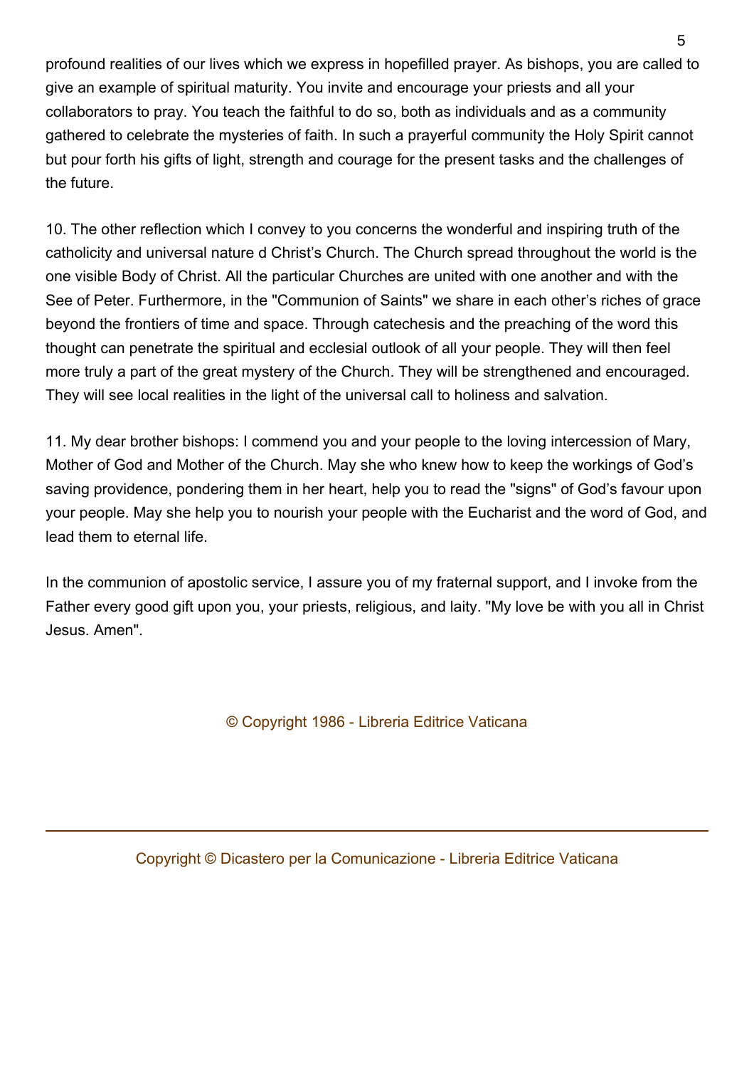profound realities of our lives which we express in hopefilled prayer. As bishops, you are called to give an example of spiritual maturity. You invite and encourage your priests and all your collaborators to pray. You teach the faithful to do so, both as individuals and as a community gathered to celebrate the mysteries of faith. In such a prayerful community the Holy Spirit cannot but pour forth his gifts of light, strength and courage for the present tasks and the challenges of the future.

10. The other reflection which I convey to you concerns the wonderful and inspiring truth of the catholicity and universal nature d Christ's Church. The Church spread throughout the world is the one visible Body of Christ. All the particular Churches are united with one another and with the See of Peter. Furthermore, in the "Communion of Saints" we share in each other's riches of grace beyond the frontiers of time and space. Through catechesis and the preaching of the word this thought can penetrate the spiritual and ecclesial outlook of all your people. They will then feel more truly a part of the great mystery of the Church. They will be strengthened and encouraged. They will see local realities in the light of the universal call to holiness and salvation.

11. My dear brother bishops: I commend you and your people to the loving intercession of Mary, Mother of God and Mother of the Church. May she who knew how to keep the workings of God's saving providence, pondering them in her heart, help you to read the "signs" of God's favour upon your people. May she help you to nourish your people with the Eucharist and the word of God, and lead them to eternal life.

In the communion of apostolic service, I assure you of my fraternal support, and I invoke from the Father every good gift upon you, your priests, religious, and laity. "My love be with you all in Christ Jesus. Amen".

© Copyright 1986 - Libreria Editrice Vaticana

---

Copyright © Dicastero per la Comunicazione - Libreria Editrice Vaticana